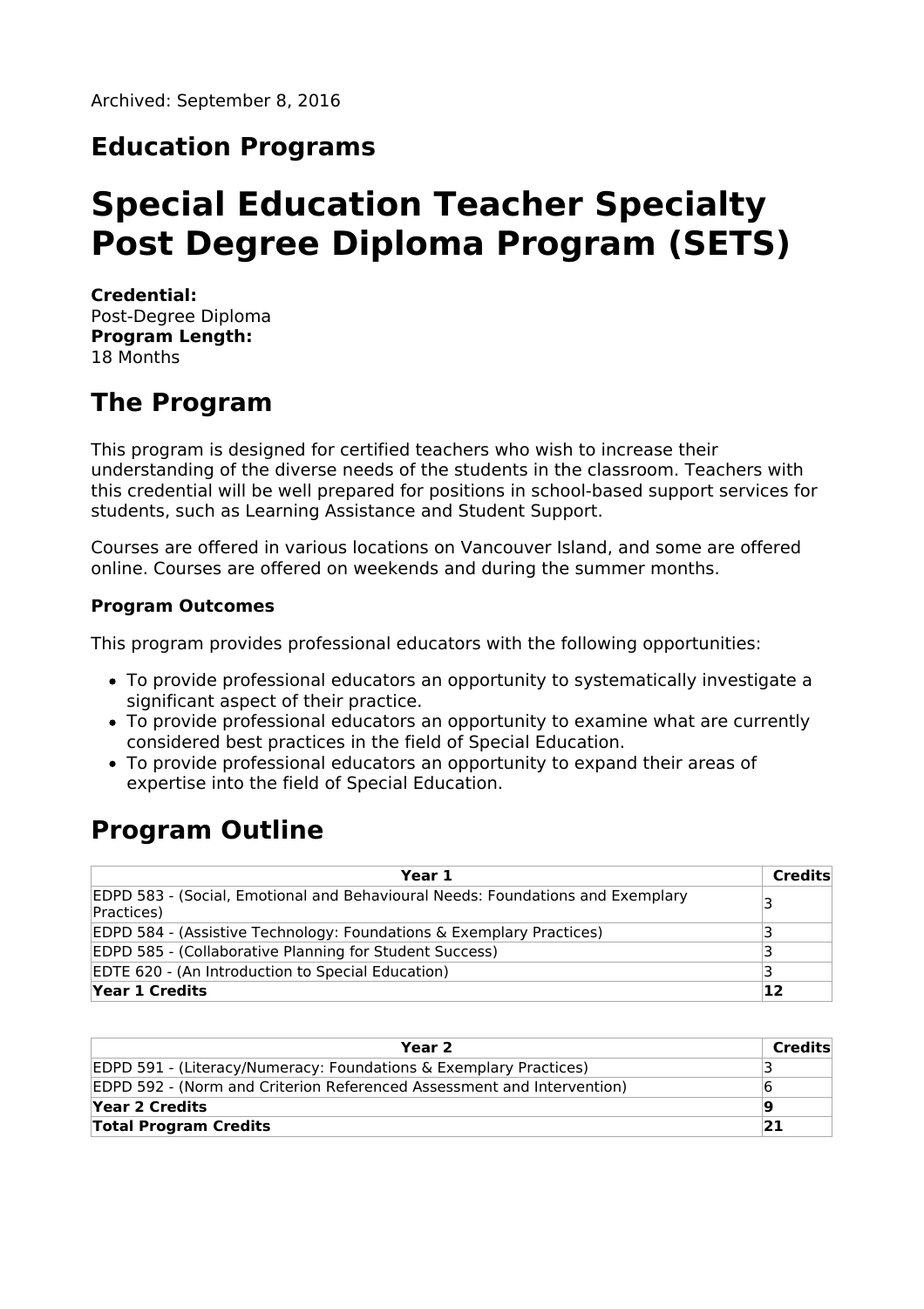Archived: September 8, 2016

## Education Programs

# Special Education Teacher Specialty Post Degree Diploma Program (SETS)

**Credential:**
Post-Degree Diploma
**Program Length:**
18 Months

# The Program

This program is designed for certified teachers who wish to increase their understanding of the diverse needs of the students in the classroom. Teachers with this credential will be well prepared for positions in school-based support services for students, such as Learning Assistance and Student Support.

Courses are offered in various locations on Vancouver Island, and some are offered online. Courses are offered on weekends and during the summer months.

### Program Outcomes

This program provides professional educators with the following opportunities:

- To provide professional educators an opportunity to systematically investigate a significant aspect of their practice.
- To provide professional educators an opportunity to examine what are currently considered best practices in the field of Special Education.
- To provide professional educators an opportunity to expand their areas of expertise into the field of Special Education.

# Program Outline

| Year 1 | Credits |
|---|---|
| EDPD 583 - (Social, Emotional and Behavioural Needs: Foundations and Exemplary Practices) | 3 |
| EDPD 584 - (Assistive Technology: Foundations & Exemplary Practices) | 3 |
| EDPD 585 - (Collaborative Planning for Student Success) | 3 |
| EDTE 620 - (An Introduction to Special Education) | 3 |
| **Year 1 Credits** | **12** |

| Year 2 | Credits |
|---|---|
| EDPD 591 - (Literacy/Numeracy: Foundations & Exemplary Practices) | 3 |
| EDPD 592 - (Norm and Criterion Referenced Assessment and Intervention) | 6 |
| **Year 2 Credits** | **9** |
| **Total Program Credits** | **21** |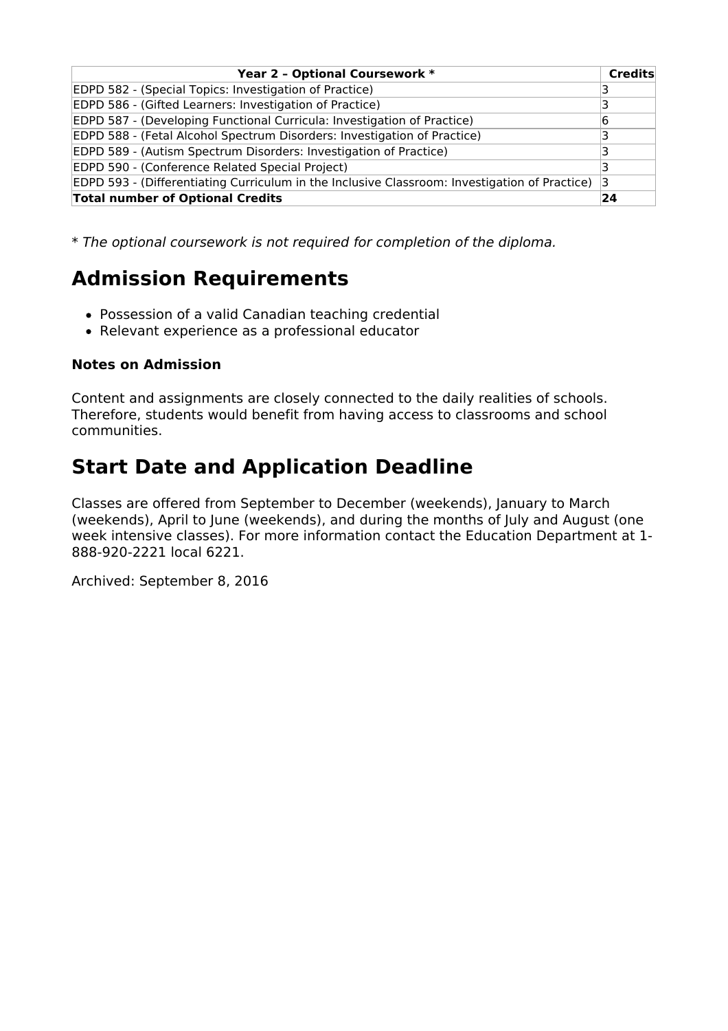| Year 2 – Optional Coursework * | Credits |
|---|---|
| EDPD 582 - (Special Topics: Investigation of Practice) | 3 |
| EDPD 586 - (Gifted Learners: Investigation of Practice) | 3 |
| EDPD 587 - (Developing Functional Curricula: Investigation of Practice) | 6 |
| EDPD 588 - (Fetal Alcohol Spectrum Disorders: Investigation of Practice) | 3 |
| EDPD 589 - (Autism Spectrum Disorders: Investigation of Practice) | 3 |
| EDPD 590 - (Conference Related Special Project) | 3 |
| EDPD 593 - (Differentiating Curriculum in the Inclusive Classroom: Investigation of Practice) | 3 |
| **Total number of Optional Credits** | **24** |

* *The optional coursework is not required for completion of the diploma.*

## Admission Requirements

- Possession of a valid Canadian teaching credential
- Relevant experience as a professional educator

**Notes on Admission**

Content and assignments are closely connected to the daily realities of schools. Therefore, students would benefit from having access to classrooms and school communities.

## Start Date and Application Deadline

Classes are offered from September to December (weekends), January to March (weekends), April to June (weekends), and during the months of July and August (one week intensive classes). For more information contact the Education Department at 1-888-920-2221 local 6221.

Archived: September 8, 2016